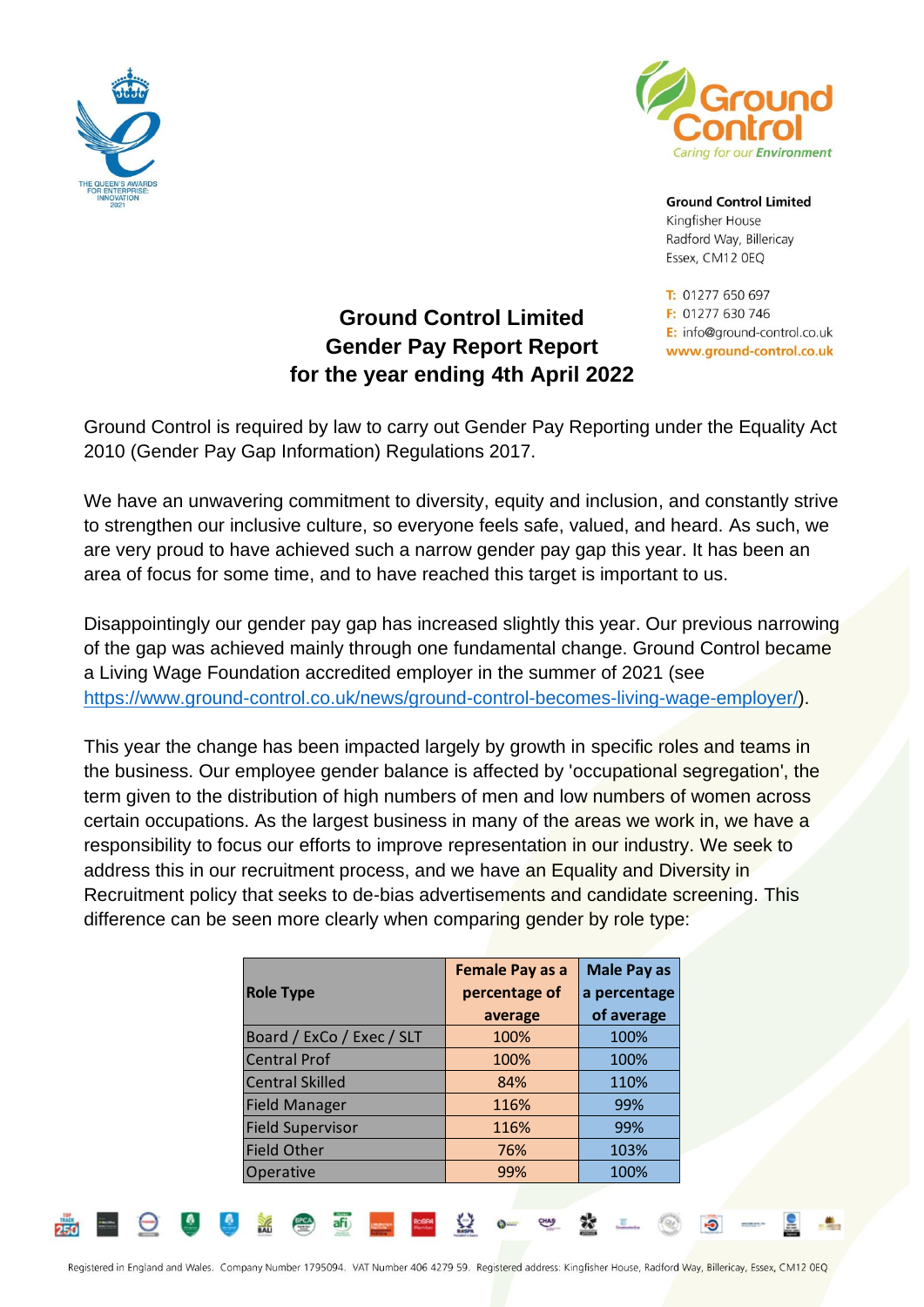**Ground Control Limited**
Kingfisher House
Radford Way, Billericay
Essex, CM12 0EQ

T: 01277 650 697
F: 01277 630 746
E: info@ground-control.co.uk
www.ground-control.co.uk

# Ground Control Limited
# Gender Pay Report Report
# for the year ending 4th April 2022

Ground Control is required by law to carry out Gender Pay Reporting under the Equality Act 2010 (Gender Pay Gap Information) Regulations 2017.

We have an unwavering commitment to diversity, equity and inclusion, and constantly strive to strengthen our inclusive culture, so everyone feels safe, valued, and heard. As such, we are very proud to have achieved such a narrow gender pay gap this year. It has been an area of focus for some time, and to have reached this target is important to us.

Disappointingly our gender pay gap has increased slightly this year. Our previous narrowing of the gap was achieved mainly through one fundamental change. Ground Control became a Living Wage Foundation accredited employer in the summer of 2021 (see https://www.ground-control.co.uk/news/ground-control-becomes-living-wage-employer/).

This year the change has been impacted largely by growth in specific roles and teams in the business. Our employee gender balance is affected by 'occupational segregation', the term given to the distribution of high numbers of men and low numbers of women across certain occupations. As the largest business in many of the areas we work in, we have a responsibility to focus our efforts to improve representation in our industry. We seek to address this in our recruitment process, and we have an Equality and Diversity in Recruitment policy that seeks to de-bias advertisements and candidate screening. This difference can be seen more clearly when comparing gender by role type:

| Role Type | Female Pay as a percentage of average | Male Pay as a percentage of average |
|---|---|---|
| Board / ExCo / Exec / SLT | 100% | 100% |
| Central Prof | 100% | 100% |
| Central Skilled | 84% | 110% |
| Field Manager | 116% | 99% |
| Field Supervisor | 116% | 99% |
| Field Other | 76% | 103% |
| Operative | 99% | 100% |

Registered in England and Wales. Company Number 1795094. VAT Number 406 4279 59. Registered address: Kingfisher House, Radford Way, Billericay, Essex, CM12 0EQ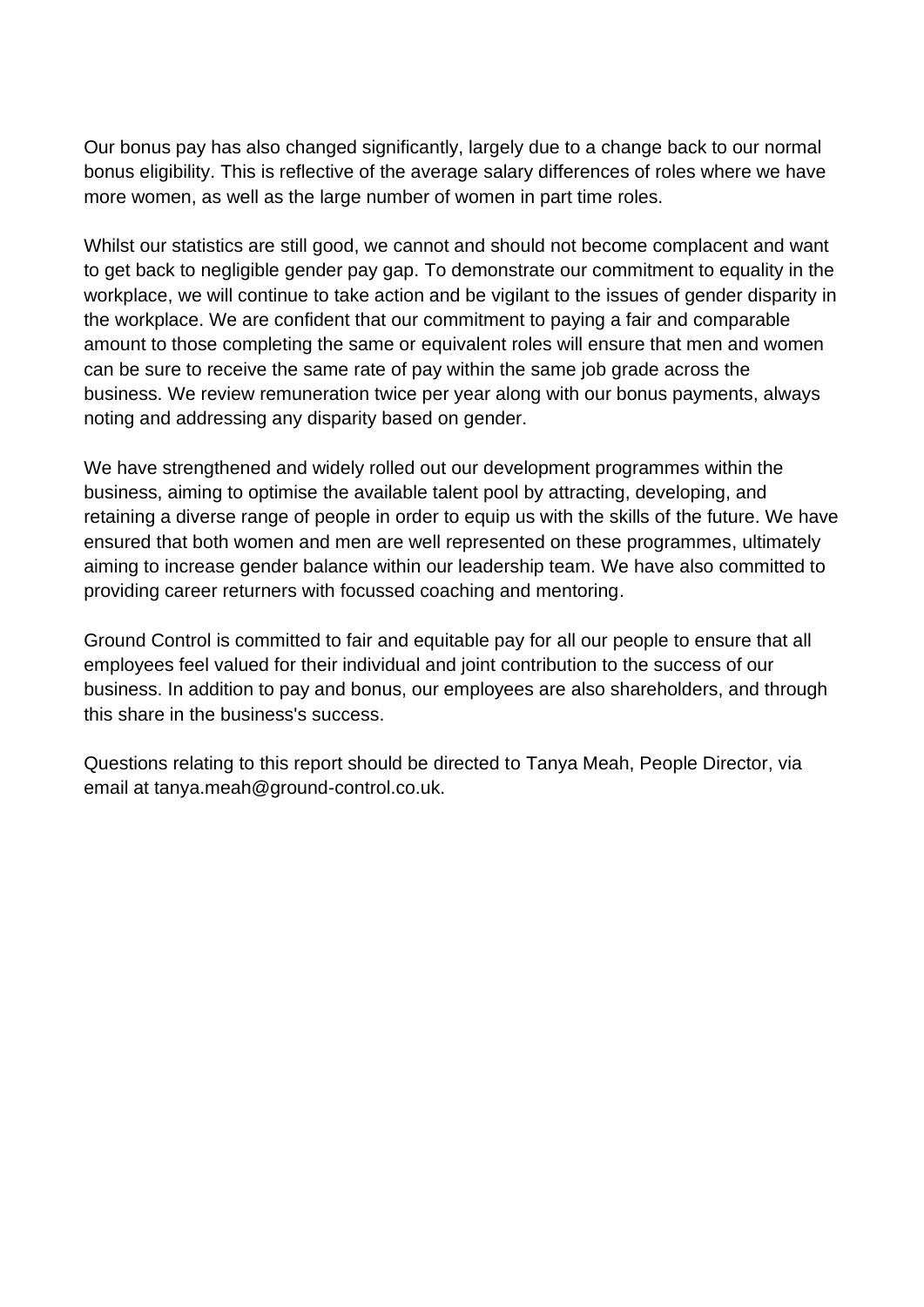Our bonus pay has also changed significantly, largely due to a change back to our normal bonus eligibility. This is reflective of the average salary differences of roles where we have more women, as well as the large number of women in part time roles.

Whilst our statistics are still good, we cannot and should not become complacent and want to get back to negligible gender pay gap. To demonstrate our commitment to equality in the workplace, we will continue to take action and be vigilant to the issues of gender disparity in the workplace. We are confident that our commitment to paying a fair and comparable amount to those completing the same or equivalent roles will ensure that men and women can be sure to receive the same rate of pay within the same job grade across the business. We review remuneration twice per year along with our bonus payments, always noting and addressing any disparity based on gender.

We have strengthened and widely rolled out our development programmes within the business, aiming to optimise the available talent pool by attracting, developing, and retaining a diverse range of people in order to equip us with the skills of the future. We have ensured that both women and men are well represented on these programmes, ultimately aiming to increase gender balance within our leadership team. We have also committed to providing career returners with focussed coaching and mentoring.

Ground Control is committed to fair and equitable pay for all our people to ensure that all employees feel valued for their individual and joint contribution to the success of our business. In addition to pay and bonus, our employees are also shareholders, and through this share in the business's success.

Questions relating to this report should be directed to Tanya Meah, People Director, via email at tanya.meah@ground-control.co.uk.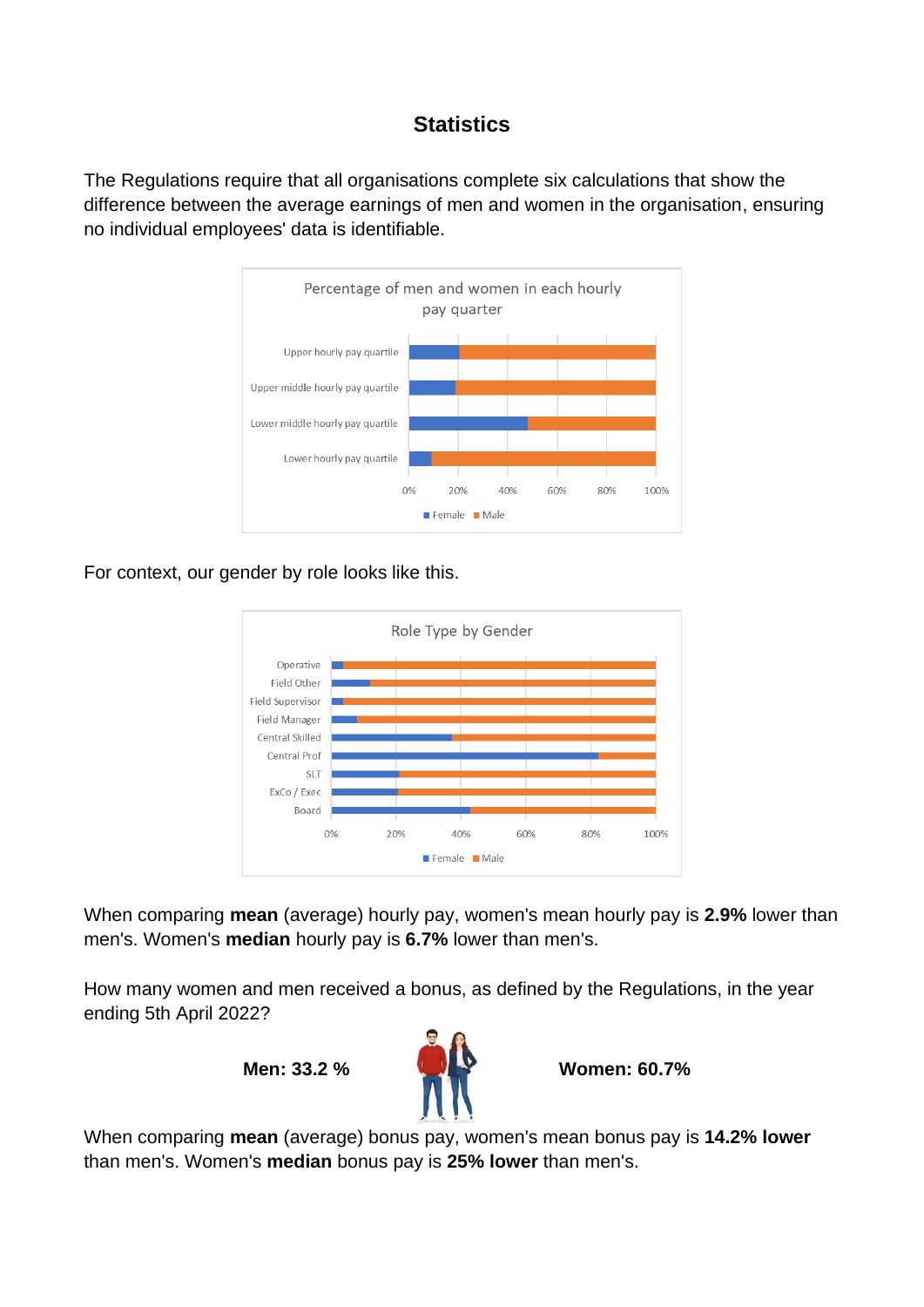## Statistics

The Regulations require that all organisations complete six calculations that show the difference between the average earnings of men and women in the organisation, ensuring no individual employees' data is identifiable.

Percentage of men and women in each hourly pay quarter

Upper hourly pay quartile
Upper middle hourly pay quartile
Lower middle hourly pay quartile
Lower hourly pay quartile

0% 20% 40% 60% 80% 100%

Female Male

For context, our gender by role looks like this.

Role Type by Gender

Operative
Field Other
Field Supervisor
Field Manager
Central Skilled
Central Prof
SLT
ExCo / Exec
Board

0% 20% 40% 60% 80% 100%

Female Male

When comparing **mean** (average) hourly pay, women's mean hourly pay is **2.9%** lower than men's. Women's **median** hourly pay is **6.7%** lower than men's.

How many women and men received a bonus, as defined by the Regulations, in the year ending 5th April 2022?

**Men: 33.2 %**

**Women: 60.7%**

When comparing **mean** (average) bonus pay, women's mean bonus pay is **14.2% lower** than men's. Women's **median** bonus pay is **25% lower** than men's.